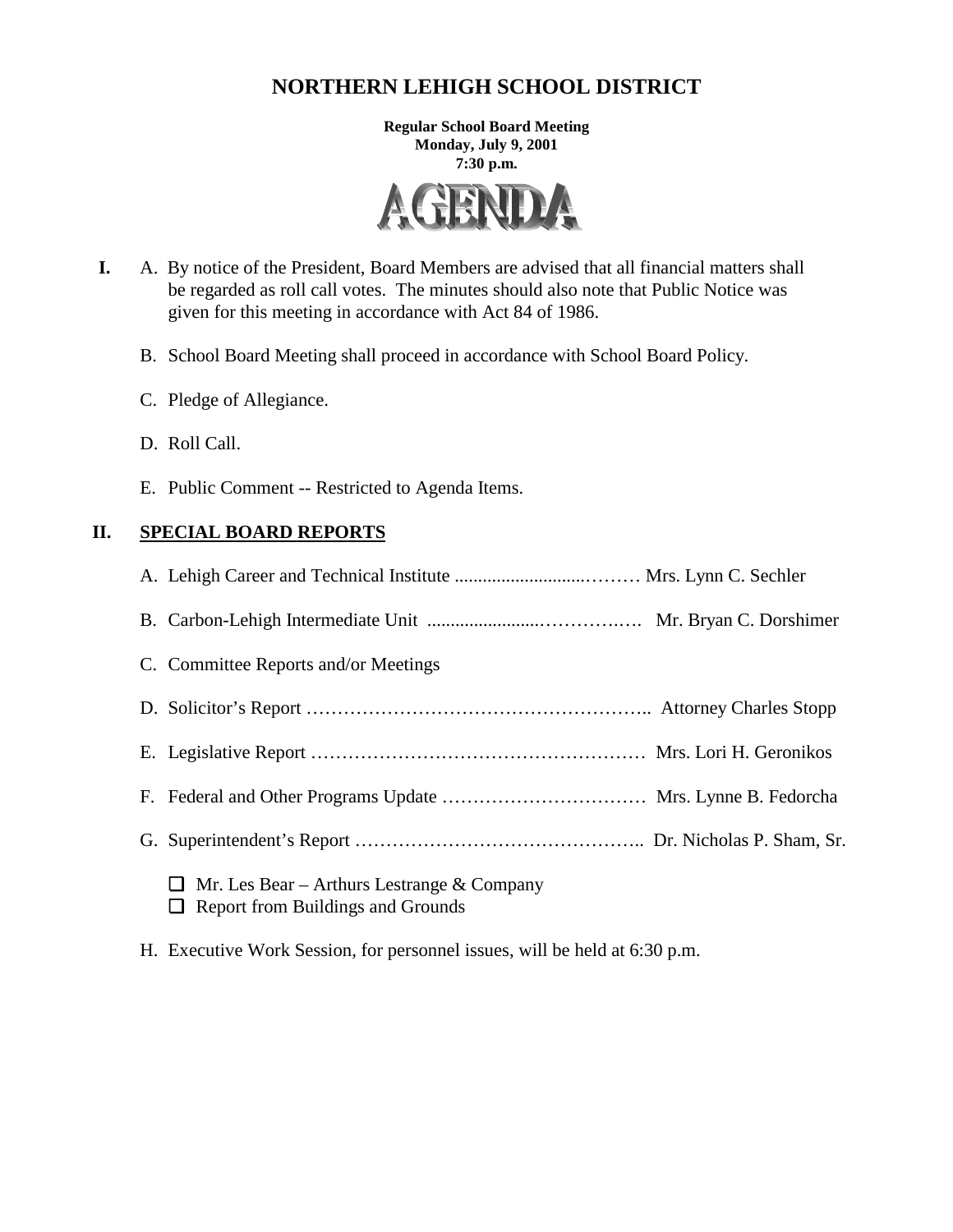# NORTHERN LEHIGH SCHOOL DISTRICT

**Regular School Board Meeting**
**Monday, July 9, 2001**
**7:30 p.m.**

AGENDA

**I.** A. By notice of the President, Board Members are advised that all financial matters shall be regarded as roll call votes. The minutes should also note that Public Notice was given for this meeting in accordance with Act 84 of 1986.

B. School Board Meeting shall proceed in accordance with School Board Policy.

C. Pledge of Allegiance.

D. Roll Call.

E. Public Comment -- Restricted to Agenda Items.

## II. SPECIAL BOARD REPORTS

A. Lehigh Career and Technical Institute ..................................……… Mrs. Lynn C. Sechler

B. Carbon-Lehigh Intermediate Unit ........................…………..…. Mr. Bryan C. Dorshimer

C. Committee Reports and/or Meetings

D. Solicitor's Report ……………………………………………….. Attorney Charles Stopp

E. Legislative Report ……………………………………………… Mrs. Lori H. Geronikos

F. Federal and Other Programs Update …………………………… Mrs. Lynne B. Fedorcha

G. Superintendent's Report ……………………………………….. Dr. Nicholas P. Sham, Sr.

- [ ] Mr. Les Bear – Arthurs Lestrange & Company
- [ ] Report from Buildings and Grounds

H. Executive Work Session, for personnel issues, will be held at 6:30 p.m.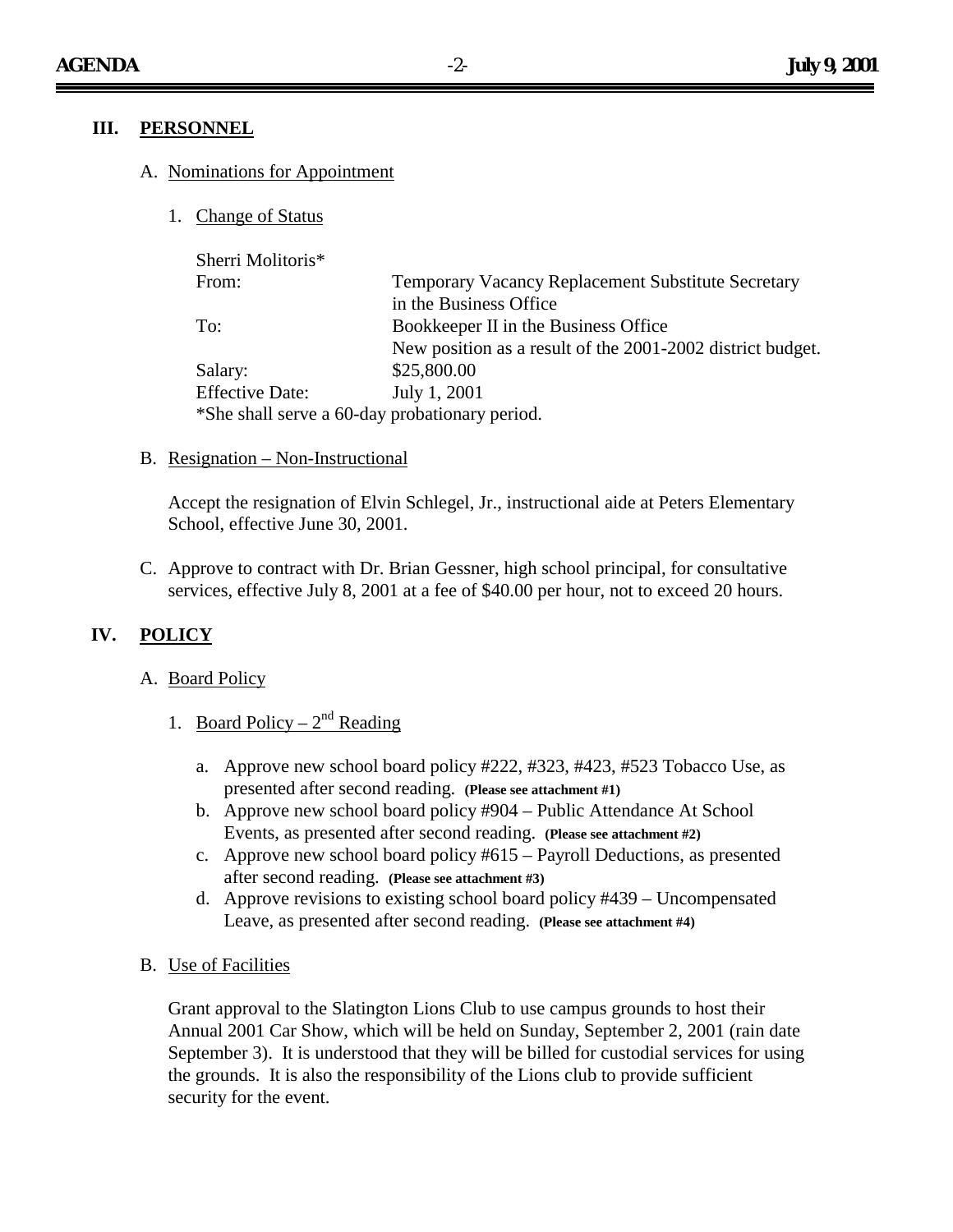## III. PERSONNEL

A. Nominations for Appointment

1. Change of Status

Sherri Molitoris*

| | |
|---|---|
| From: | Temporary Vacancy Replacement Substitute Secretary in the Business Office |
| To: | Bookkeeper II in the Business Office<br>New position as a result of the 2001-2002 district budget. |
| Salary: | $25,800.00 |
| Effective Date: | July 1, 2001 |

*She shall serve a 60-day probationary period.

B. Resignation – Non-Instructional

Accept the resignation of Elvin Schlegel, Jr., instructional aide at Peters Elementary School, effective June 30, 2001.

C. Approve to contract with Dr. Brian Gessner, high school principal, for consultative services, effective July 8, 2001 at a fee of $40.00 per hour, not to exceed 20 hours.

## IV. POLICY

A. Board Policy

1. Board Policy – 2nd Reading

   a. Approve new school board policy #222, #323, #423, #523 Tobacco Use, as presented after second reading. **(Please see attachment #1)**
   b. Approve new school board policy #904 – Public Attendance At School Events, as presented after second reading. **(Please see attachment #2)**
   c. Approve new school board policy #615 – Payroll Deductions, as presented after second reading. **(Please see attachment #3)**
   d. Approve revisions to existing school board policy #439 – Uncompensated Leave, as presented after second reading. **(Please see attachment #4)**

B. Use of Facilities

Grant approval to the Slatington Lions Club to use campus grounds to host their Annual 2001 Car Show, which will be held on Sunday, September 2, 2001 (rain date September 3). It is understood that they will be billed for custodial services for using the grounds. It is also the responsibility of the Lions club to provide sufficient security for the event.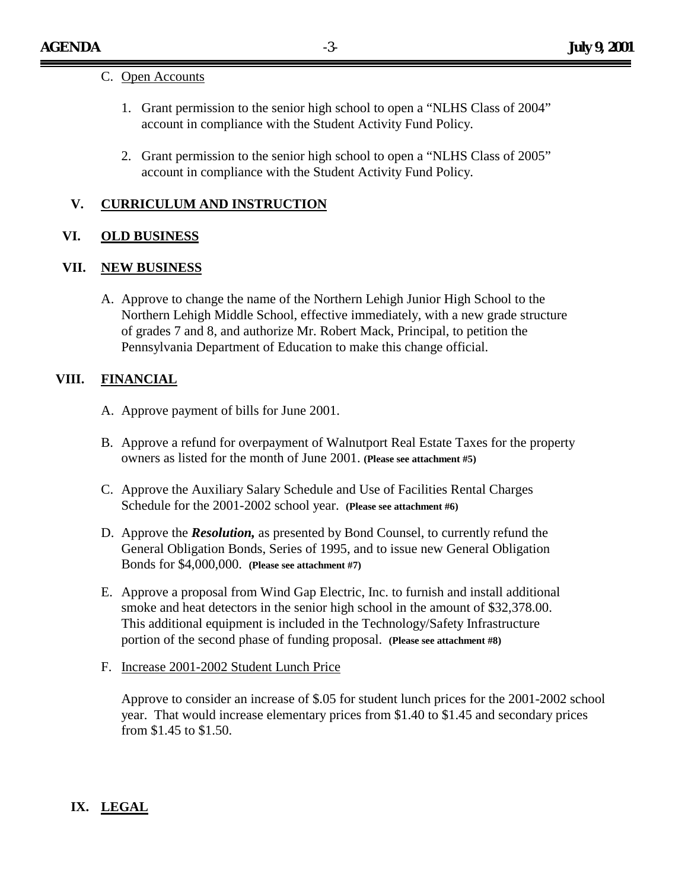C. Open Accounts

1. Grant permission to the senior high school to open a "NLHS Class of 2004" account in compliance with the Student Activity Fund Policy.

2. Grant permission to the senior high school to open a "NLHS Class of 2005" account in compliance with the Student Activity Fund Policy.

## V. CURRICULUM AND INSTRUCTION

## VI. OLD BUSINESS

## VII. NEW BUSINESS

A. Approve to change the name of the Northern Lehigh Junior High School to the Northern Lehigh Middle School, effective immediately, with a new grade structure of grades 7 and 8, and authorize Mr. Robert Mack, Principal, to petition the Pennsylvania Department of Education to make this change official.

## VIII. FINANCIAL

A. Approve payment of bills for June 2001.

B. Approve a refund for overpayment of Walnutport Real Estate Taxes for the property owners as listed for the month of June 2001. **(Please see attachment #5)**

C. Approve the Auxiliary Salary Schedule and Use of Facilities Rental Charges Schedule for the 2001-2002 school year. **(Please see attachment #6)**

D. Approve the ***Resolution,*** as presented by Bond Counsel, to currently refund the General Obligation Bonds, Series of 1995, and to issue new General Obligation Bonds for $4,000,000. **(Please see attachment #7)**

E. Approve a proposal from Wind Gap Electric, Inc. to furnish and install additional smoke and heat detectors in the senior high school in the amount of $32,378.00. This additional equipment is included in the Technology/Safety Infrastructure portion of the second phase of funding proposal. **(Please see attachment #8)**

F. Increase 2001-2002 Student Lunch Price

Approve to consider an increase of $.05 for student lunch prices for the 2001-2002 school year. That would increase elementary prices from $1.40 to $1.45 and secondary prices from $1.45 to $1.50.

## IX. LEGAL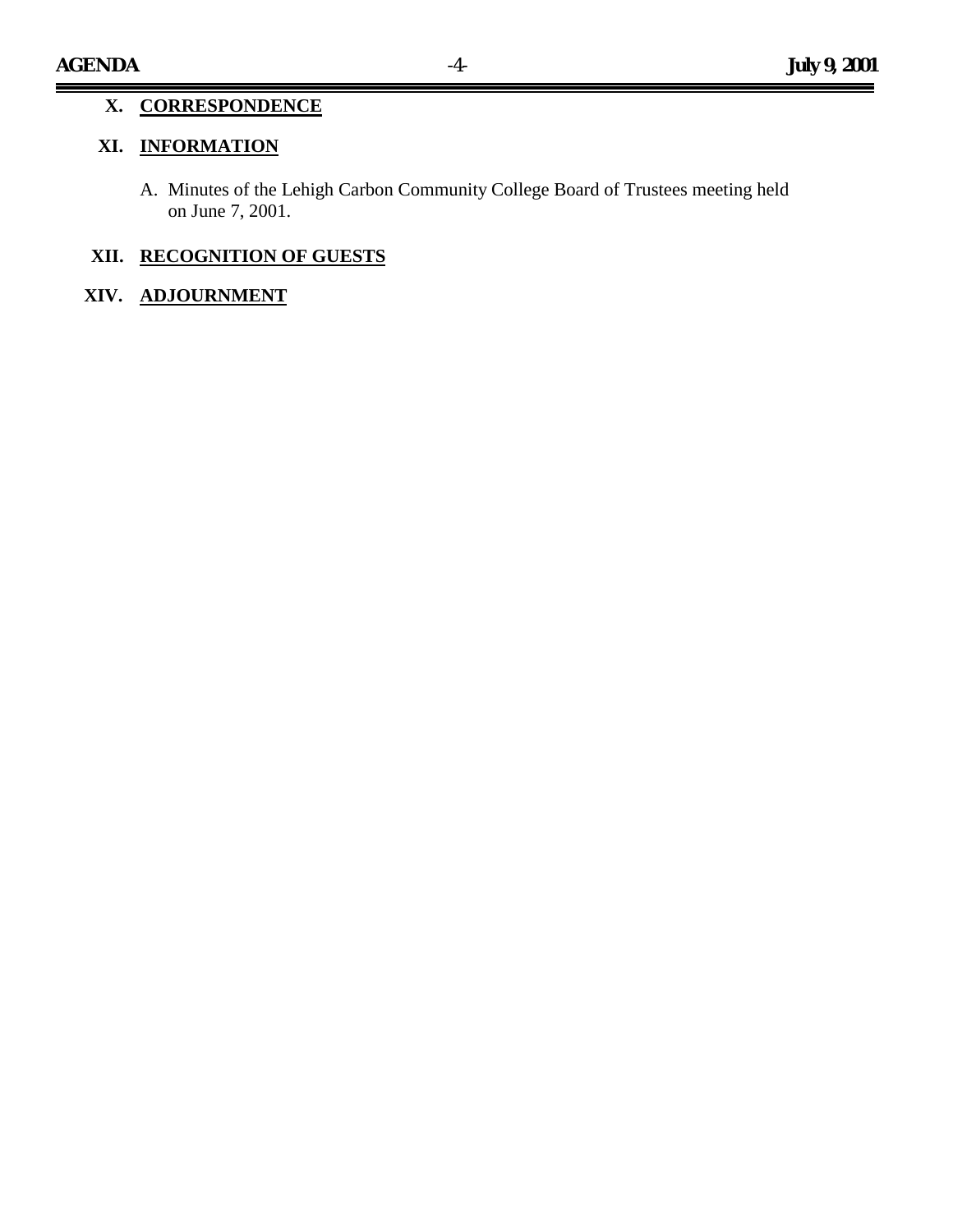## X. CORRESPONDENCE

## XI. INFORMATION

A. Minutes of the Lehigh Carbon Community College Board of Trustees meeting held on June 7, 2001.

## XII. RECOGNITION OF GUESTS

## XIV. ADJOURNMENT